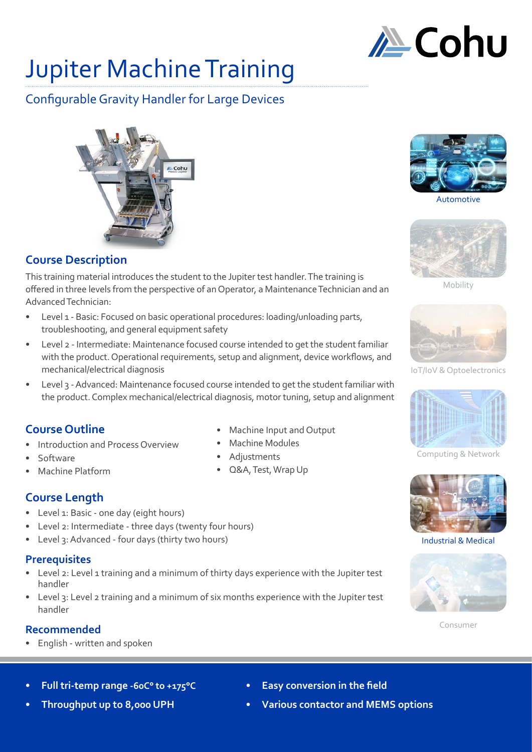# Jupiter Machine Training

## Configurable Gravity Handler for Large Devices

Automotive

Mobility

IoT/IoV & Optoelectronics

Computing & Network

Industrial & Medical

Consumer

## Course Description

This training material introduces the student to the Jupiter test handler. The training is offered in three levels from the perspective of an Operator, a Maintenance Technician and an Advanced Technician:

- Level 1 - Basic: Focused on basic operational procedures: loading/unloading parts, troubleshooting, and general equipment safety
- Level 2 - Intermediate: Maintenance focused course intended to get the student familiar with the product. Operational requirements, setup and alignment, device workflows, and mechanical/electrical diagnosis
- Level 3 - Advanced: Maintenance focused course intended to get the student familiar with the product. Complex mechanical/electrical diagnosis, motor tuning, setup and alignment

## Course Outline

- Introduction and Process Overview
- Software
- Machine Platform
- Machine Input and Output
- Machine Modules
- Adjustments
- Q&A, Test, Wrap Up

## Course Length

- Level 1: Basic - one day (eight hours)
- Level 2: Intermediate - three days (twenty four hours)
- Level 3: Advanced - four days (thirty two hours)

## Prerequisites

- Level 2: Level 1 training and a minimum of thirty days experience with the Jupiter test handler
- Level 3: Level 2 training and a minimum of six months experience with the Jupiter test handler

## Recommended

- English - written and spoken

---

- **Full tri-temp range -60C° to +175°C**
- **Throughput up to 8,000 UPH**
- **Easy conversion in the field**
- **Various contactor and MEMS options**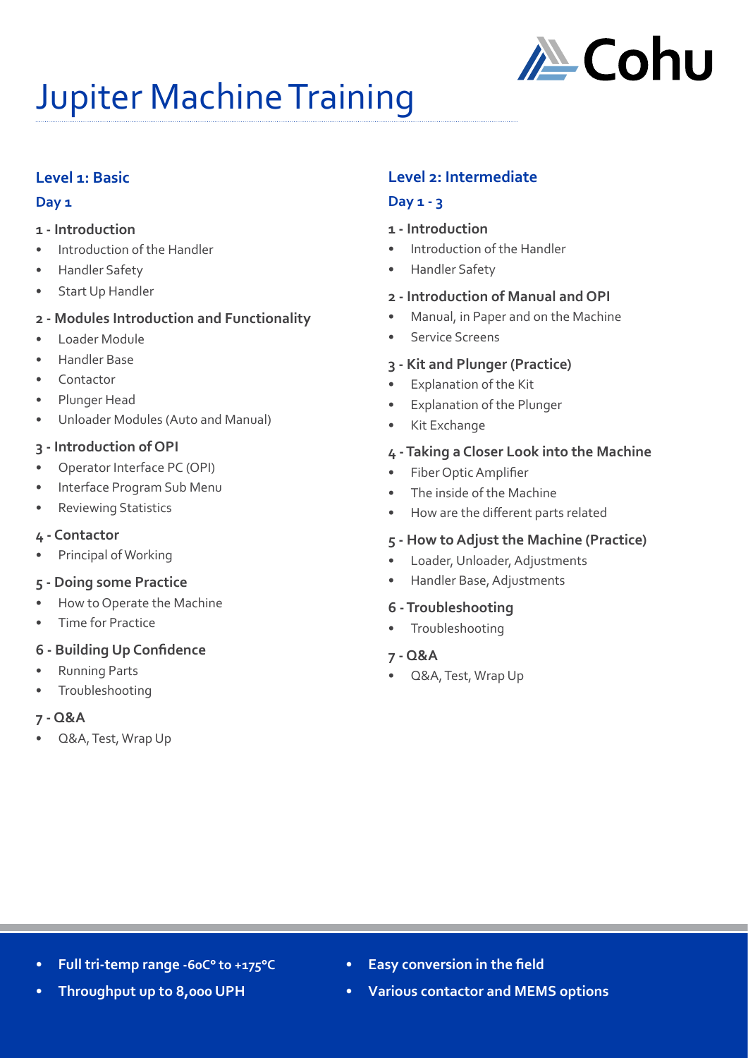# Jupiter Machine Training

## Level 1: Basic

### Day 1

**1 - Introduction**

- Introduction of the Handler
- Handler Safety
- Start Up Handler

**2 - Modules Introduction and Functionality**

- Loader Module
- Handler Base
- Contactor
- Plunger Head
- Unloader Modules (Auto and Manual)

**3 - Introduction of OPI**

- Operator Interface PC (OPI)
- Interface Program Sub Menu
- Reviewing Statistics

**4 - Contactor**

- Principal of Working

**5 - Doing some Practice**

- How to Operate the Machine
- Time for Practice

**6 - Building Up Confidence**

- Running Parts
- Troubleshooting

**7 - Q&A**

- Q&A, Test, Wrap Up

## Level 2: Intermediate

### Day 1 - 3

**1 - Introduction**

- Introduction of the Handler
- Handler Safety

**2 - Introduction of Manual and OPI**

- Manual, in Paper and on the Machine
- Service Screens

**3 - Kit and Plunger (Practice)**

- Explanation of the Kit
- Explanation of the Plunger
- Kit Exchange

**4 - Taking a Closer Look into the Machine**

- Fiber Optic Amplifier
- The inside of the Machine
- How are the different parts related

**5 - How to Adjust the Machine (Practice)**

- Loader, Unloader, Adjustments
- Handler Base, Adjustments

**6 - Troubleshooting**

- Troubleshooting

**7 - Q&A**

- Q&A, Test, Wrap Up

---

- **Full tri-temp range -60C° to +175°C**
- **Throughput up to 8,000 UPH**
- **Easy conversion in the field**
- **Various contactor and MEMS options**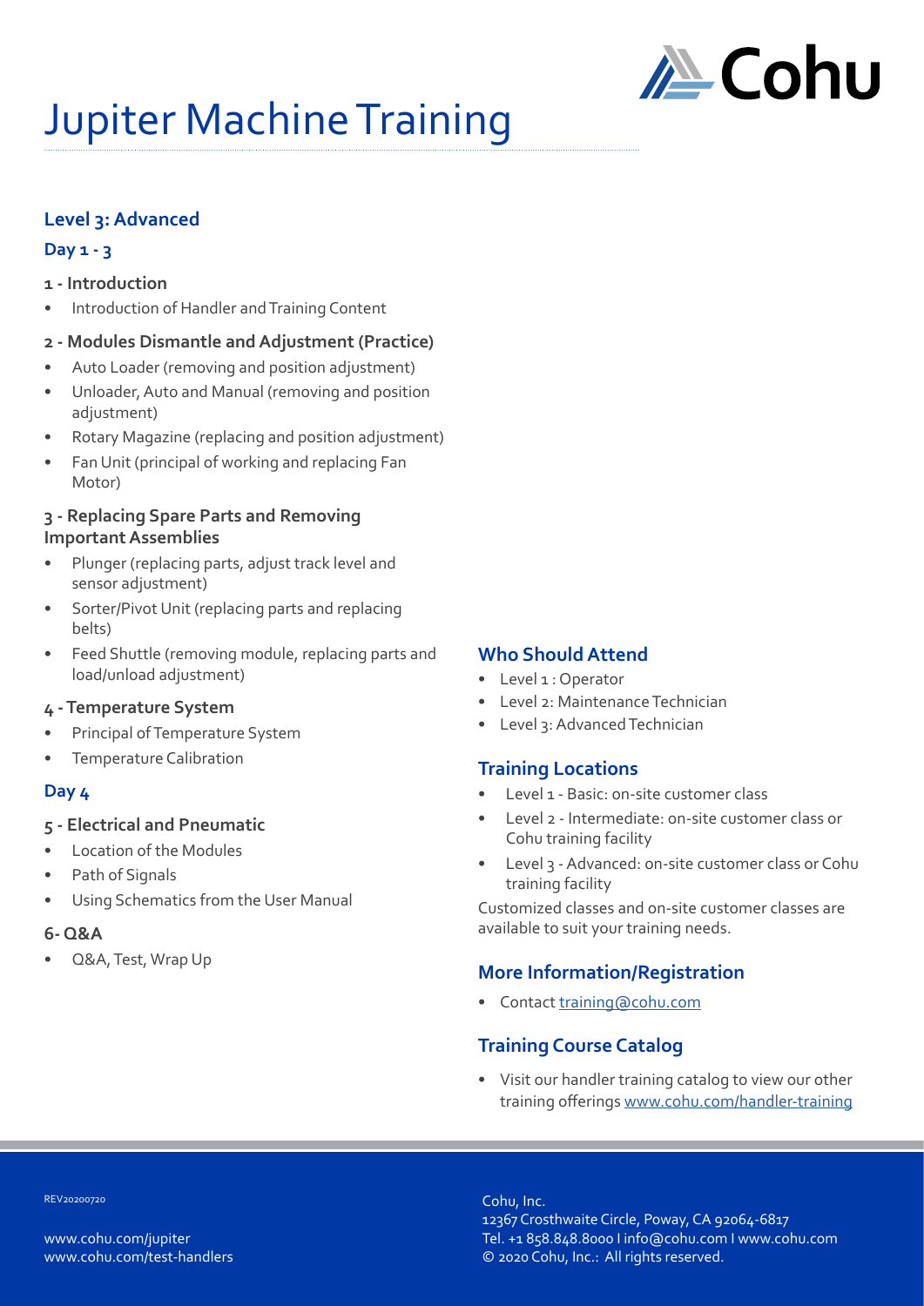# Jupiter Machine Training

## Level 3: Advanced

### Day 1 - 3

**1 - Introduction**

- Introduction of Handler and Training Content

**2 - Modules Dismantle and Adjustment (Practice)**

- Auto Loader (removing and position adjustment)
- Unloader, Auto and Manual (removing and position adjustment)
- Rotary Magazine (replacing and position adjustment)
- Fan Unit (principal of working and replacing Fan Motor)

**3 - Replacing Spare Parts and Removing Important Assemblies**

- Plunger (replacing parts, adjust track level and sensor adjustment)
- Sorter/Pivot Unit (replacing parts and replacing belts)
- Feed Shuttle (removing module, replacing parts and load/unload adjustment)

**4 - Temperature System**

- Principal of Temperature System
- Temperature Calibration

### Day 4

**5 - Electrical and Pneumatic**

- Location of the Modules
- Path of Signals
- Using Schematics from the User Manual

**6- Q&A**

- Q&A, Test, Wrap Up

## Who Should Attend

- Level 1 : Operator
- Level 2: Maintenance Technician
- Level 3: Advanced Technician

## Training Locations

- Level 1 - Basic: on-site customer class
- Level 2 - Intermediate: on-site customer class or Cohu training facility
- Level 3 - Advanced: on-site customer class or Cohu training facility

Customized classes and on-site customer classes are available to suit your training needs.

## More Information/Registration

- Contact training@cohu.com

## Training Course Catalog

- Visit our handler training catalog to view our other training offerings www.cohu.com/handler-training

REV20200720

www.cohu.com/jupiter
www.cohu.com/test-handlers

Cohu, Inc.
12367 Crosthwaite Circle, Poway, CA 92064-6817
Tel. +1 858.848.8000 I info@cohu.com I www.cohu.com
© 2020 Cohu, Inc.: All rights reserved.